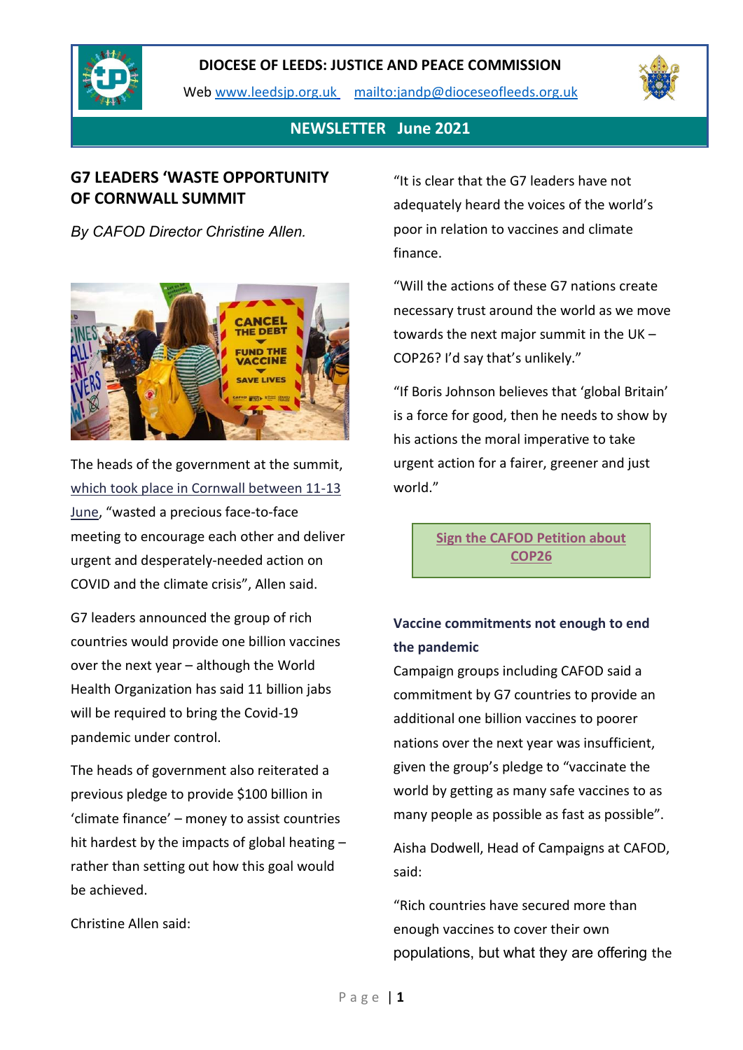**DIOCESE OF LEEDS: JUSTICE AND PEACE COMMISSION**

Web [www.leedsjp.org.uk](www.leedsjp.org.uk) [mailto:jandp@dioceseofleeds.org.uk](mailto:jandp@dioceseofleeds.org.uk)

**NEWSLETTER June 2021**

## G7 LEADERS 'WASTE OPPORTUNITY OF CORNWALL SUMMIT

*By CAFOD Director Christine Allen.*

The heads of the government at the summit, [which took place in Cornwall between 11-13 June](), "wasted a precious face-to-face meeting to encourage each other and deliver urgent and desperately-needed action on COVID and the climate crisis", Allen said.

G7 leaders announced the group of rich countries would provide one billion vaccines over the next year – although the World Health Organization has said 11 billion jabs will be required to bring the Covid-19 pandemic under control.

The heads of government also reiterated a previous pledge to provide $100 billion in 'climate finance' – money to assist countries hit hardest by the impacts of global heating – rather than setting out how this goal would be achieved.

Christine Allen said:

"It is clear that the G7 leaders have not adequately heard the voices of the world's poor in relation to vaccines and climate finance.

"Will the actions of these G7 nations create necessary trust around the world as we move towards the next major summit in the UK – COP26? I'd say that's unlikely."

"If Boris Johnson believes that 'global Britain' is a force for good, then he needs to show by his actions the moral imperative to take urgent action for a fairer, greener and just world."

**[Sign the CAFOD Petition about COP26]()**

### Vaccine commitments not enough to end the pandemic

Campaign groups including CAFOD said a commitment by G7 countries to provide an additional one billion vaccines to poorer nations over the next year was insufficient, given the group's pledge to "vaccinate the world by getting as many safe vaccines to as many people as possible as fast as possible".

Aisha Dodwell, Head of Campaigns at CAFOD, said:

"Rich countries have secured more than enough vaccines to cover their own populations, but what they are offering the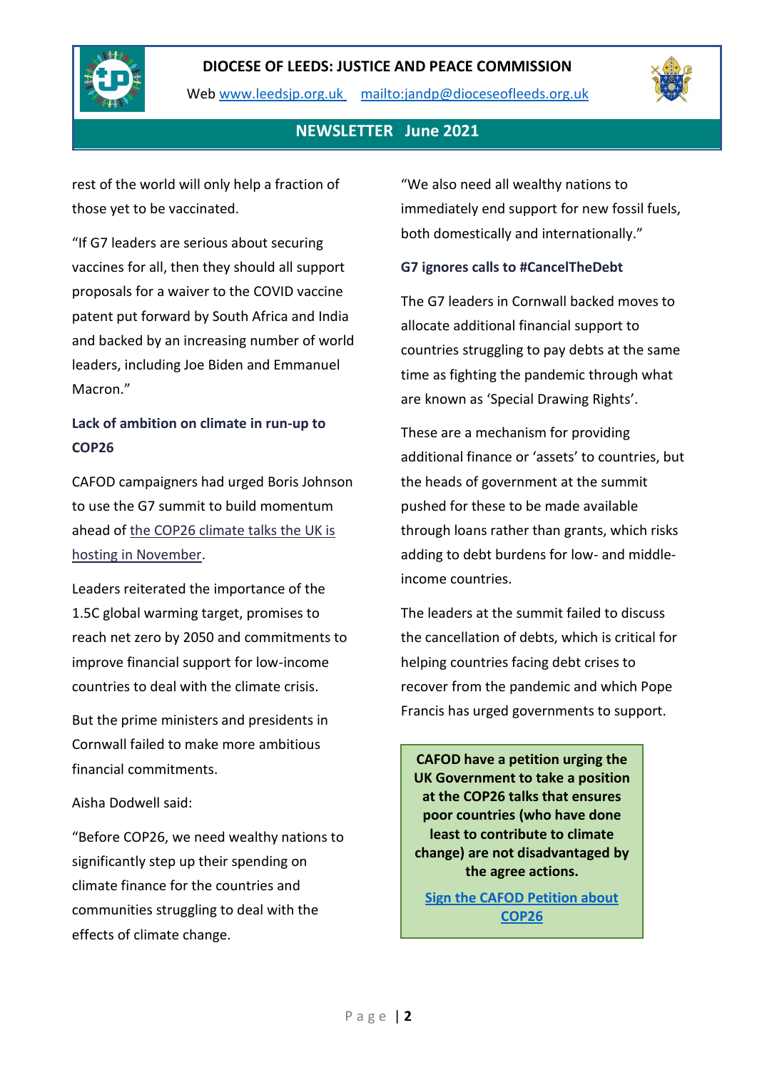rest of the world will only help a fraction of those yet to be vaccinated.

"If G7 leaders are serious about securing vaccines for all, then they should all support proposals for a waiver to the COVID vaccine patent put forward by South Africa and India and backed by an increasing number of world leaders, including Joe Biden and Emmanuel Macron."

### Lack of ambition on climate in run-up to COP26

CAFOD campaigners had urged Boris Johnson to use the G7 summit to build momentum ahead of [the COP26 climate talks the UK is hosting in November]().

Leaders reiterated the importance of the 1.5C global warming target, promises to reach net zero by 2050 and commitments to improve financial support for low-income countries to deal with the climate crisis.

But the prime ministers and presidents in Cornwall failed to make more ambitious financial commitments.

Aisha Dodwell said:

"Before COP26, we need wealthy nations to significantly step up their spending on climate finance for the countries and communities struggling to deal with the effects of climate change.

"We also need all wealthy nations to immediately end support for new fossil fuels, both domestically and internationally."

### G7 ignores calls to #CancelTheDebt

The G7 leaders in Cornwall backed moves to allocate additional financial support to countries struggling to pay debts at the same time as fighting the pandemic through what are known as 'Special Drawing Rights'.

These are a mechanism for providing additional finance or 'assets' to countries, but the heads of government at the summit pushed for these to be made available through loans rather than grants, which risks adding to debt burdens for low- and middle-income countries.

The leaders at the summit failed to discuss the cancellation of debts, which is critical for helping countries facing debt crises to recover from the pandemic and which Pope Francis has urged governments to support.

**CAFOD have a petition urging the UK Government to take a position at the COP26 talks that ensures poor countries (who have done least to contribute to climate change) are not disadvantaged by the agree actions.**

**[Sign the CAFOD Petition about COP26]()**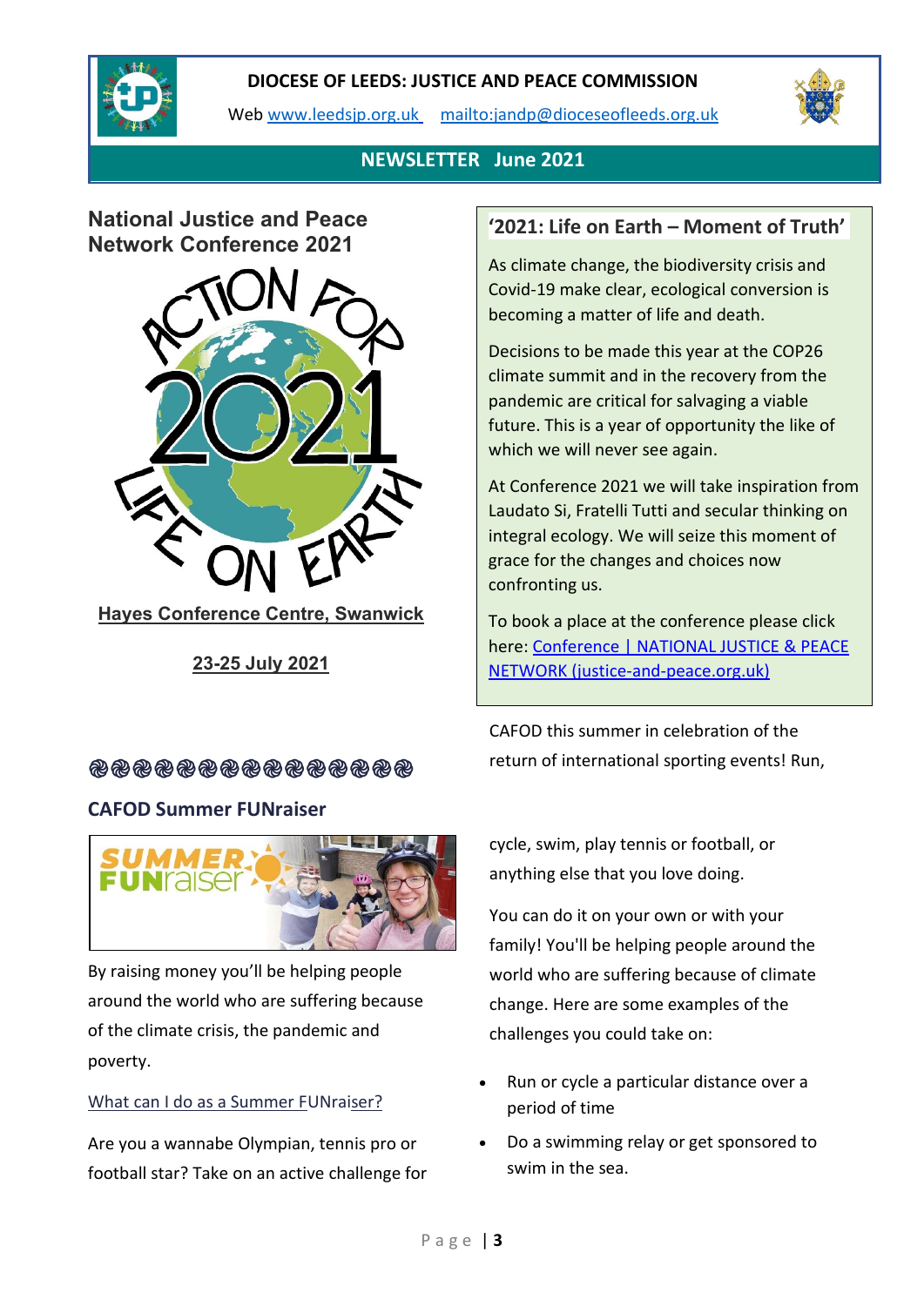DIOCESE OF LEEDS: JUSTICE AND PEACE COMMISSION

Web www.leedsjp.org.uk mailto:jandp@dioceseofleeds.org.uk

NEWSLETTER June 2021

## National Justice and Peace Network Conference 2021

ACTION FOR 2021 LIFE ON EARTH

Hayes Conference Centre, Swanwick

23-25 July 2021

### '2021: Life on Earth – Moment of Truth'

As climate change, the biodiversity crisis and Covid-19 make clear, ecological conversion is becoming a matter of life and death.

Decisions to be made this year at the COP26 climate summit and in the recovery from the pandemic are critical for salvaging a viable future. This is a year of opportunity the like of which we will never see again.

At Conference 2021 we will take inspiration from Laudato Si, Fratelli Tutti and secular thinking on integral ecology. We will seize this moment of grace for the changes and choices now confronting us.

To book a place at the conference please click here: Conference | NATIONAL JUSTICE & PEACE NETWORK (justice-and-peace.org.uk)

❀❀❀❀❀❀❀❀❀❀❀❀❀❀❀❀

## CAFOD Summer FUNraiser

SUMMER FUNraiser

By raising money you'll be helping people around the world who are suffering because of the climate crisis, the pandemic and poverty.

What can I do as a Summer FUNraiser?

Are you a wannabe Olympian, tennis pro or football star? Take on an active challenge for CAFOD this summer in celebration of the return of international sporting events! Run, cycle, swim, play tennis or football, or anything else that you love doing.

You can do it on your own or with your family! You'll be helping people around the world who are suffering because of climate change. Here are some examples of the challenges you could take on:

- Run or cycle a particular distance over a period of time
- Do a swimming relay or get sponsored to swim in the sea.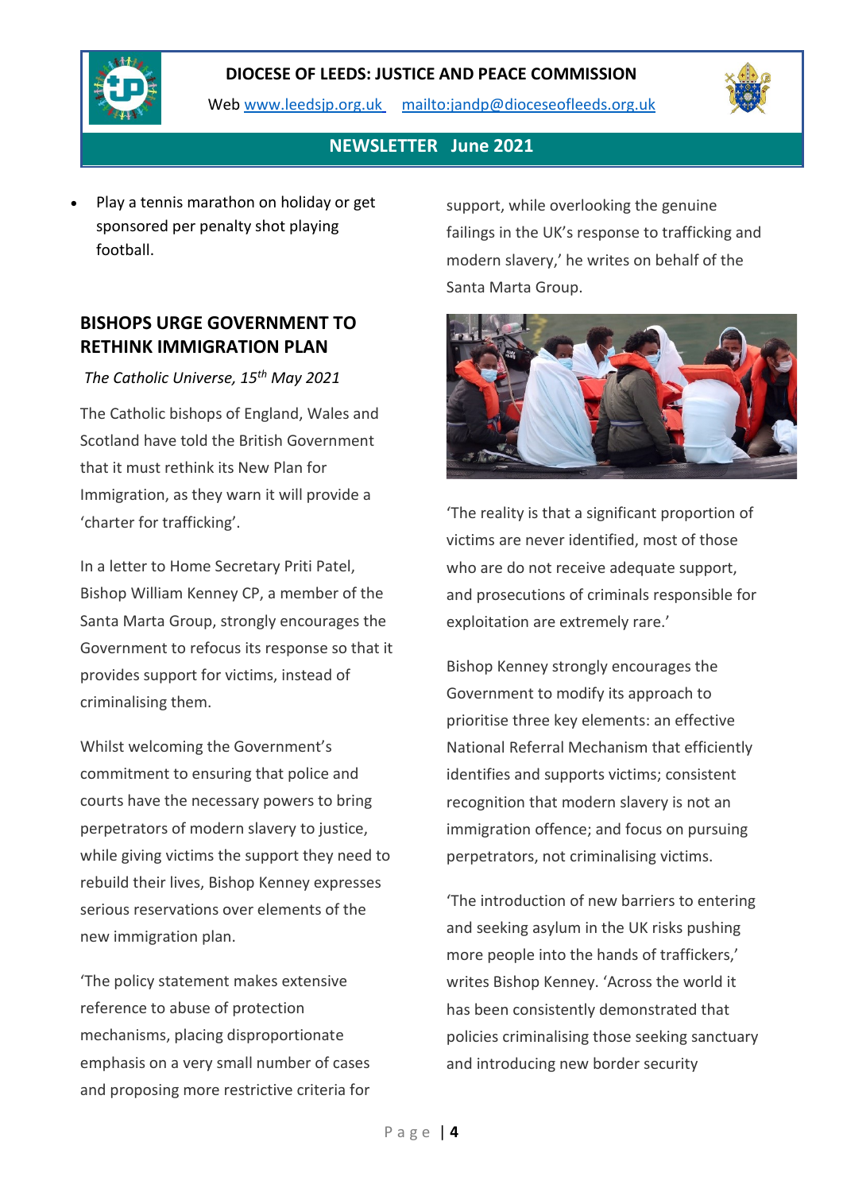- Play a tennis marathon on holiday or get sponsored per penalty shot playing football.

## BISHOPS URGE GOVERNMENT TO RETHINK IMMIGRATION PLAN

*The Catholic Universe, 15th May 2021*

The Catholic bishops of England, Wales and Scotland have told the British Government that it must rethink its New Plan for Immigration, as they warn it will provide a 'charter for trafficking'.

In a letter to Home Secretary Priti Patel, Bishop William Kenney CP, a member of the Santa Marta Group, strongly encourages the Government to refocus its response so that it provides support for victims, instead of criminalising them.

Whilst welcoming the Government's commitment to ensuring that police and courts have the necessary powers to bring perpetrators of modern slavery to justice, while giving victims the support they need to rebuild their lives, Bishop Kenney expresses serious reservations over elements of the new immigration plan.

'The policy statement makes extensive reference to abuse of protection mechanisms, placing disproportionate emphasis on a very small number of cases and proposing more restrictive criteria for support, while overlooking the genuine failings in the UK's response to trafficking and modern slavery,' he writes on behalf of the Santa Marta Group.

'The reality is that a significant proportion of victims are never identified, most of those who are do not receive adequate support, and prosecutions of criminals responsible for exploitation are extremely rare.'

Bishop Kenney strongly encourages the Government to modify its approach to prioritise three key elements: an effective National Referral Mechanism that efficiently identifies and supports victims; consistent recognition that modern slavery is not an immigration offence; and focus on pursuing perpetrators, not criminalising victims.

'The introduction of new barriers to entering and seeking asylum in the UK risks pushing more people into the hands of traffickers,' writes Bishop Kenney. 'Across the world it has been consistently demonstrated that policies criminalising those seeking sanctuary and introducing new border security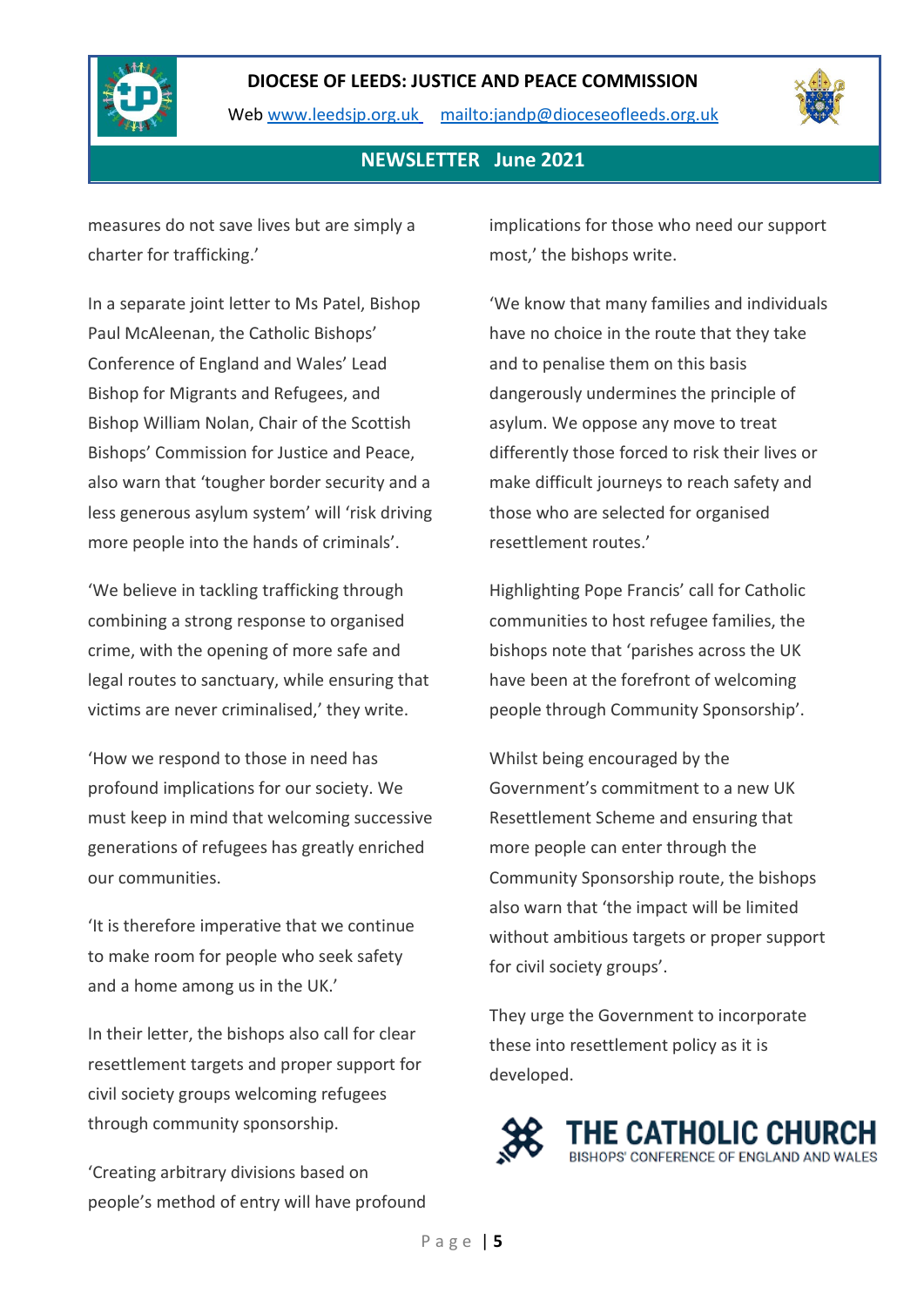measures do not save lives but are simply a charter for trafficking.'

In a separate joint letter to Ms Patel, Bishop Paul McAleenan, the Catholic Bishops' Conference of England and Wales' Lead Bishop for Migrants and Refugees, and Bishop William Nolan, Chair of the Scottish Bishops' Commission for Justice and Peace, also warn that 'tougher border security and a less generous asylum system' will 'risk driving more people into the hands of criminals'.

'We believe in tackling trafficking through combining a strong response to organised crime, with the opening of more safe and legal routes to sanctuary, while ensuring that victims are never criminalised,' they write.

'How we respond to those in need has profound implications for our society. We must keep in mind that welcoming successive generations of refugees has greatly enriched our communities.

'It is therefore imperative that we continue to make room for people who seek safety and a home among us in the UK.'

In their letter, the bishops also call for clear resettlement targets and proper support for civil society groups welcoming refugees through community sponsorship.

'Creating arbitrary divisions based on people's method of entry will have profound implications for those who need our support most,' the bishops write.

'We know that many families and individuals have no choice in the route that they take and to penalise them on this basis dangerously undermines the principle of asylum. We oppose any move to treat differently those forced to risk their lives or make difficult journeys to reach safety and those who are selected for organised resettlement routes.'

Highlighting Pope Francis' call for Catholic communities to host refugee families, the bishops note that 'parishes across the UK have been at the forefront of welcoming people through Community Sponsorship'.

Whilst being encouraged by the Government's commitment to a new UK Resettlement Scheme and ensuring that more people can enter through the Community Sponsorship route, the bishops also warn that 'the impact will be limited without ambitious targets or proper support for civil society groups'.

They urge the Government to incorporate these into resettlement policy as it is developed.

THE CATHOLIC CHURCH
BISHOPS' CONFERENCE OF ENGLAND AND WALES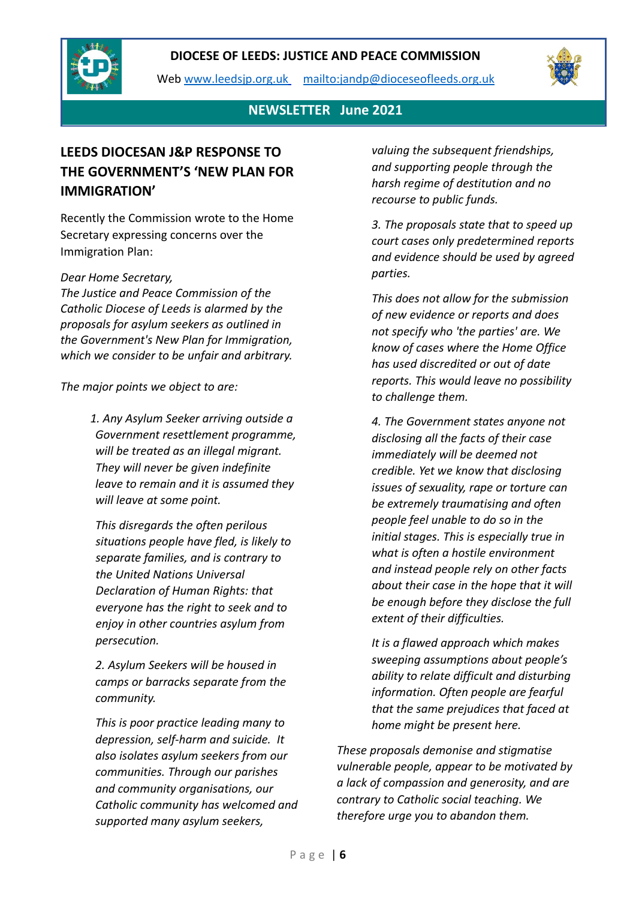DIOCESE OF LEEDS: JUSTICE AND PEACE COMMISSION

Web www.leedsjp.org.uk mailto:jandp@dioceseofleeds.org.uk

**NEWSLETTER June 2021**

## LEEDS DIOCESAN J&P RESPONSE TO THE GOVERNMENT'S 'NEW PLAN FOR IMMIGRATION'

Recently the Commission wrote to the Home Secretary expressing concerns over the Immigration Plan:

*Dear Home Secretary,*
*The Justice and Peace Commission of the Catholic Diocese of Leeds is alarmed by the proposals for asylum seekers as outlined in the Government's New Plan for Immigration, which we consider to be unfair and arbitrary.*

*The major points we object to are:*

> *1. Any Asylum Seeker arriving outside a Government resettlement programme, will be treated as an illegal migrant. They will never be given indefinite leave to remain and it is assumed they will leave at some point.*
>
> *This disregards the often perilous situations people have fled, is likely to separate families, and is contrary to the United Nations Universal Declaration of Human Rights: that everyone has the right to seek and to enjoy in other countries asylum from persecution.*
>
> *2. Asylum Seekers will be housed in camps or barracks separate from the community.*
>
> *This is poor practice leading many to depression, self-harm and suicide. It also isolates asylum seekers from our communities. Through our parishes and community organisations, our Catholic community has welcomed and supported many asylum seekers, valuing the subsequent friendships, and supporting people through the harsh regime of destitution and no recourse to public funds.*
>
> *3. The proposals state that to speed up court cases only predetermined reports and evidence should be used by agreed parties.*
>
> *This does not allow for the submission of new evidence or reports and does not specify who 'the parties' are. We know of cases where the Home Office has used discredited or out of date reports. This would leave no possibility to challenge them.*
>
> *4. The Government states anyone not disclosing all the facts of their case immediately will be deemed not credible. Yet we know that disclosing issues of sexuality, rape or torture can be extremely traumatising and often people feel unable to do so in the initial stages. This is especially true in what is often a hostile environment and instead people rely on other facts about their case in the hope that it will be enough before they disclose the full extent of their difficulties.*
>
> *It is a flawed approach which makes sweeping assumptions about people's ability to relate difficult and disturbing information. Often people are fearful that the same prejudices that faced at home might be present here.*

*These proposals demonise and stigmatise vulnerable people, appear to be motivated by a lack of compassion and generosity, and are contrary to Catholic social teaching. We therefore urge you to abandon them.*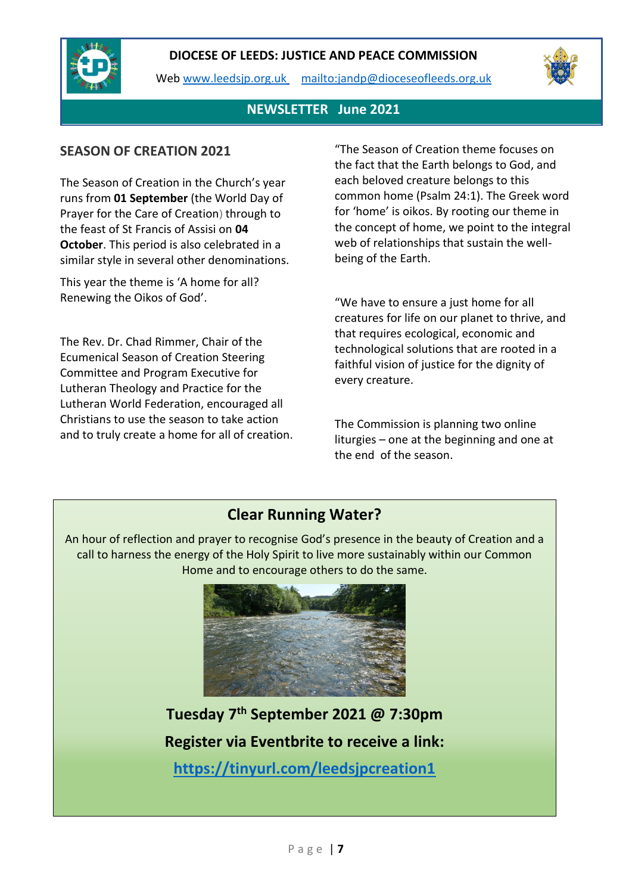**DIOCESE OF LEEDS: JUSTICE AND PEACE COMMISSION**

Web [www.leedsjp.org.uk](http://www.leedsjp.org.uk) [mailto:jandp@dioceseofleeds.org.uk](mailto:jandp@dioceseofleeds.org.uk)

**NEWSLETTER June 2021**

## SEASON OF CREATION 2021

The Season of Creation in the Church's year runs from **01 September** (the World Day of Prayer for the Care of Creation) through to the feast of St Francis of Assisi on **04 October**. This period is also celebrated in a similar style in several other denominations.

This year the theme is 'A home for all? Renewing the Oikos of God'.

The Rev. Dr. Chad Rimmer, Chair of the Ecumenical Season of Creation Steering Committee and Program Executive for Lutheran Theology and Practice for the Lutheran World Federation, encouraged all Christians to use the season to take action and to truly create a home for all of creation.

"The Season of Creation theme focuses on the fact that the Earth belongs to God, and each beloved creature belongs to this common home (Psalm 24:1). The Greek word for 'home' is oikos. By rooting our theme in the concept of home, we point to the integral web of relationships that sustain the well-being of the Earth.

"We have to ensure a just home for all creatures for life on our planet to thrive, and that requires ecological, economic and technological solutions that are rooted in a faithful vision of justice for the dignity of every creature.

The Commission is planning two online liturgies – one at the beginning and one at the end of the season.

## Clear Running Water?

An hour of reflection and prayer to recognise God's presence in the beauty of Creation and a call to harness the energy of the Holy Spirit to live more sustainably within our Common Home and to encourage others to do the same.

**Tuesday 7th September 2021 @ 7:30pm**

**Register via Eventbrite to receive a link:**

**[https://tinyurl.com/leedsjpcreation1](https://tinyurl.com/leedsjpcreation1)**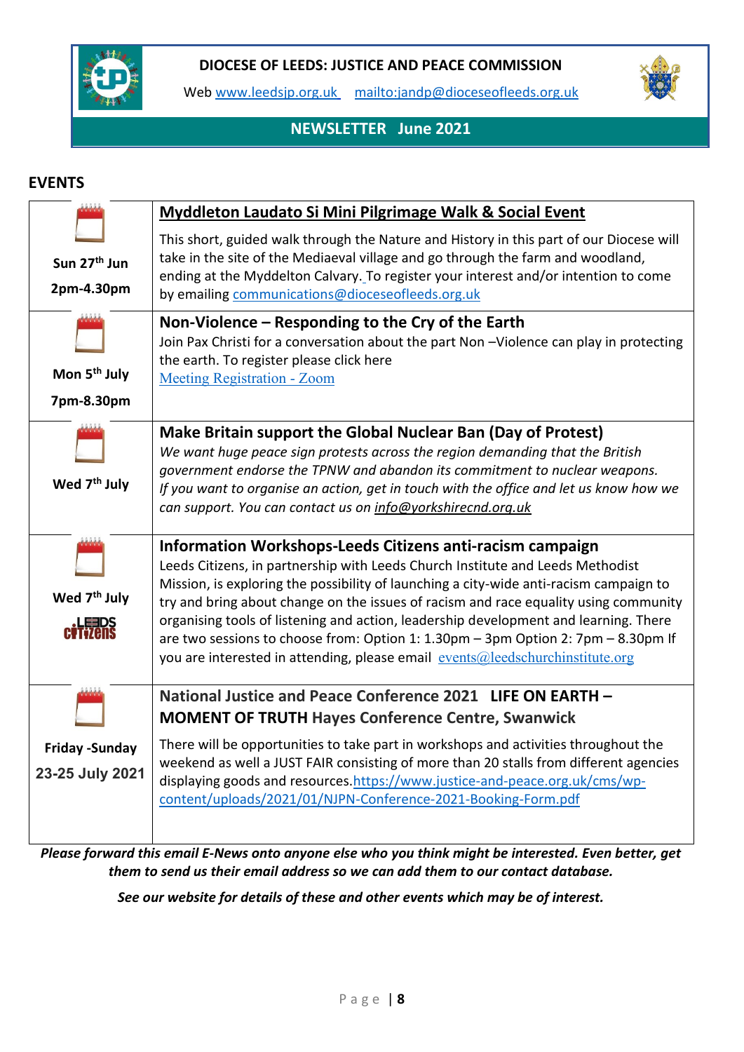**DIOCESE OF LEEDS: JUSTICE AND PEACE COMMISSION**

Web www.leedsjp.org.uk mailto:jandp@dioceseofleeds.org.uk

**NEWSLETTER June 2021**

## EVENTS

| | |
|---|---|
| **Sun 27th Jun**<br>**2pm-4.30pm** | **Myddleton Laudato Si Mini Pilgrimage Walk & Social Event**<br><br>This short, guided walk through the Nature and History in this part of our Diocese will take in the site of the Mediaeval village and go through the farm and woodland, ending at the Myddelton Calvary. To register your interest and/or intention to come by emailing communications@dioceseofleeds.org.uk |
| **Mon 5th July**<br>**7pm-8.30pm** | **Non-Violence – Responding to the Cry of the Earth**<br>Join Pax Christi for a conversation about the part Non –Violence can play in protecting the earth. To register please click here<br>Meeting Registration - Zoom |
| **Wed 7th July** | **Make Britain support the Global Nuclear Ban (Day of Protest)**<br>*We want huge peace sign protests across the region demanding that the British government endorse the TPNW and abandon its commitment to nuclear weapons. If you want to organise an action, get in touch with the office and let us know how we can support. You can contact us on info@yorkshirecnd.org.uk* |
| **Wed 7th July**<br>LEEDS CITIZENS | **Information Workshops-Leeds Citizens anti-racism campaign**<br>Leeds Citizens, in partnership with Leeds Church Institute and Leeds Methodist Mission, is exploring the possibility of launching a city-wide anti-racism campaign to try and bring about change on the issues of racism and race equality using community organising tools of listening and action, leadership development and learning. There are two sessions to choose from: Option 1: 1.30pm – 3pm Option 2: 7pm – 8.30pm If you are interested in attending, please email events@leedschurchinstitute.org |
| **Friday -Sunday**<br>**23-25 July 2021** | **National Justice and Peace Conference 2021 LIFE ON EARTH – MOMENT OF TRUTH Hayes Conference Centre, Swanwick**<br><br>There will be opportunities to take part in workshops and activities throughout the weekend as well a JUST FAIR consisting of more than 20 stalls from different agencies displaying goods and resources. https://www.justice-and-peace.org.uk/cms/wp-content/uploads/2021/01/NJPN-Conference-2021-Booking-Form.pdf |

***Please forward this email E-News onto anyone else who you think might be interested. Even better, get them to send us their email address so we can add them to our contact database.***

***See our website for details of these and other events which may be of interest.***